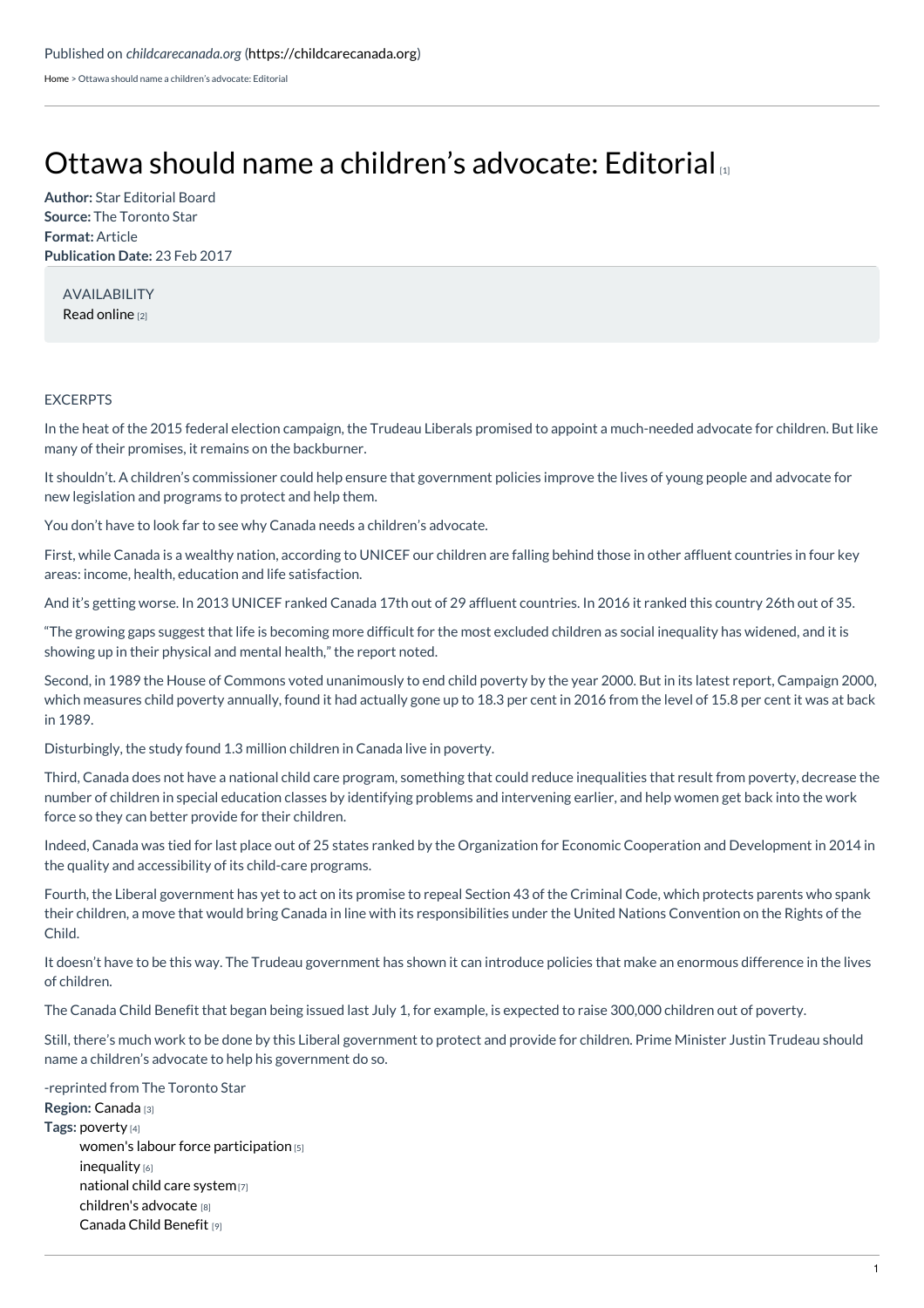Published on *childcarecanada.org* (https://childcarecanada.org)

Home > Ottawa should name a children's advocate: Editorial

# Ottawa should name a children's advocate: Editorial [1]

**Author:** Star Editorial Board
**Source:** The Toronto Star
**Format:** Article
**Publication Date:** 23 Feb 2017

AVAILABILITY
Read online [2]

EXCERPTS

In the heat of the 2015 federal election campaign, the Trudeau Liberals promised to appoint a much-needed advocate for children. But like many of their promises, it remains on the backburner.

It shouldn't. A children's commissioner could help ensure that government policies improve the lives of young people and advocate for new legislation and programs to protect and help them.

You don't have to look far to see why Canada needs a children's advocate.

First, while Canada is a wealthy nation, according to UNICEF our children are falling behind those in other affluent countries in four key areas: income, health, education and life satisfaction.

And it's getting worse. In 2013 UNICEF ranked Canada 17th out of 29 affluent countries. In 2016 it ranked this country 26th out of 35.

"The growing gaps suggest that life is becoming more difficult for the most excluded children as social inequality has widened, and it is showing up in their physical and mental health," the report noted.

Second, in 1989 the House of Commons voted unanimously to end child poverty by the year 2000. But in its latest report, Campaign 2000, which measures child poverty annually, found it had actually gone up to 18.3 per cent in 2016 from the level of 15.8 per cent it was at back in 1989.

Disturbingly, the study found 1.3 million children in Canada live in poverty.

Third, Canada does not have a national child care program, something that could reduce inequalities that result from poverty, decrease the number of children in special education classes by identifying problems and intervening earlier, and help women get back into the work force so they can better provide for their children.

Indeed, Canada was tied for last place out of 25 states ranked by the Organization for Economic Cooperation and Development in 2014 in the quality and accessibility of its child-care programs.

Fourth, the Liberal government has yet to act on its promise to repeal Section 43 of the Criminal Code, which protects parents who spank their children, a move that would bring Canada in line with its responsibilities under the United Nations Convention on the Rights of the Child.

It doesn't have to be this way. The Trudeau government has shown it can introduce policies that make an enormous difference in the lives of children.

The Canada Child Benefit that began being issued last July 1, for example, is expected to raise 300,000 children out of poverty.

Still, there's much work to be done by this Liberal government to protect and provide for children. Prime Minister Justin Trudeau should name a children's advocate to help his government do so.

-reprinted from The Toronto Star

**Region:** Canada [3]
**Tags:** poverty [4]
- women's labour force participation [5]
- inequality [6]
- national child care system [7]
- children's advocate [8]
- Canada Child Benefit [9]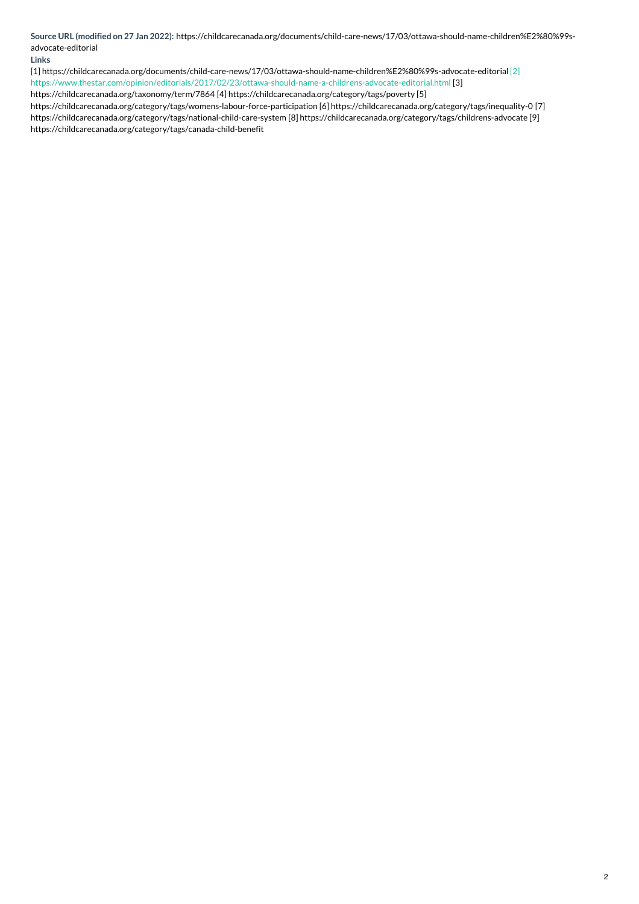**Source URL (modified on 27 Jan 2022):** https://childcarecanada.org/documents/child-care-news/17/03/ottawa-should-name-children%E2%80%99s-advocate-editorial

**Links**

[1] https://childcarecanada.org/documents/child-care-news/17/03/ottawa-should-name-children%E2%80%99s-advocate-editorial [2] https://www.thestar.com/opinion/editorials/2017/02/23/ottawa-should-name-a-childrens-advocate-editorial.html [3] https://childcarecanada.org/taxonomy/term/7864 [4] https://childcarecanada.org/category/tags/poverty [5] https://childcarecanada.org/category/tags/womens-labour-force-participation [6] https://childcarecanada.org/category/tags/inequality-0 [7] https://childcarecanada.org/category/tags/national-child-care-system [8] https://childcarecanada.org/category/tags/childrens-advocate [9] https://childcarecanada.org/category/tags/canada-child-benefit